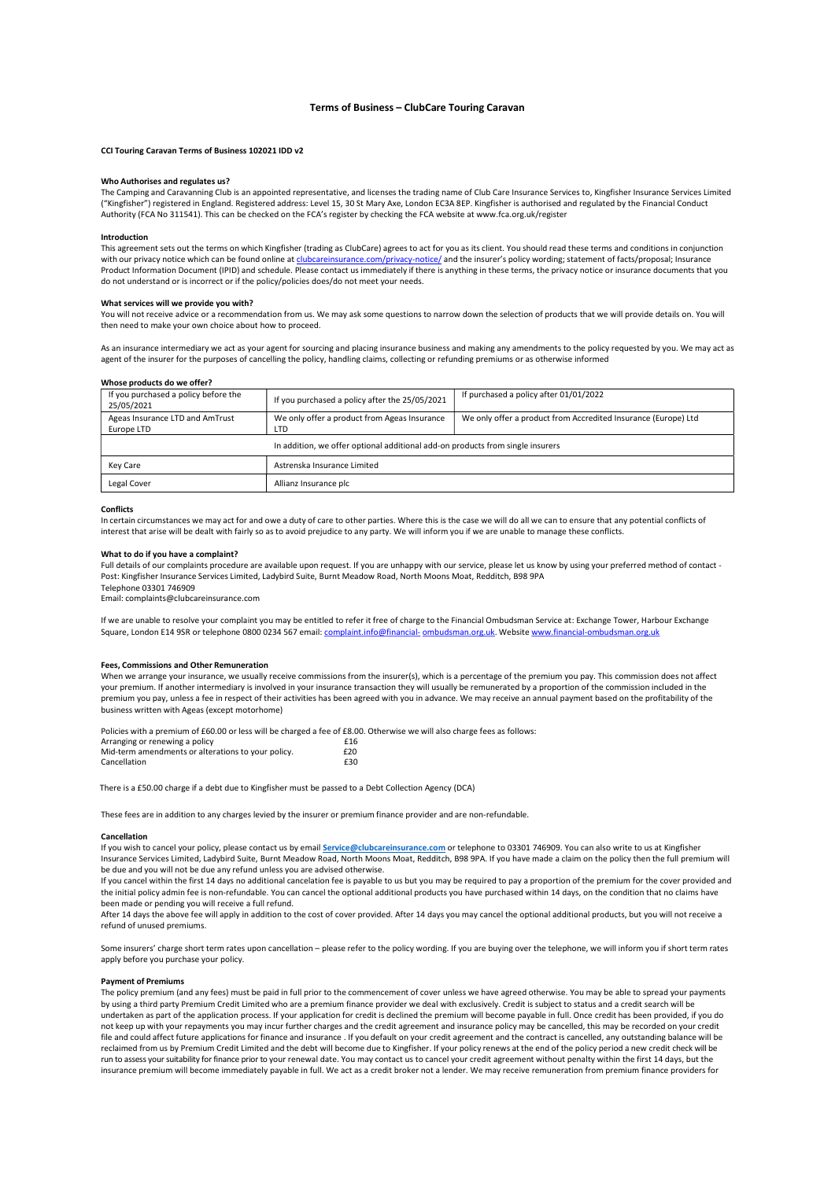# Terms of Business – ClubCare Touring Caravan

**CCI Touring Caravan Terms of Business 102021 IDD v2**

**Who Authorises and regulates us?**

The Camping and Caravanning Club is an appointed representative, and licenses the trading name of Club Care Insurance Services to, Kingfisher Insurance Services Limited ("Kingfisher") registered in England. Registered address: Level 15, 30 St Mary Axe, London EC3A 8EP. Kingfisher is authorised and regulated by the Financial Conduct Authority (FCA No 311541). This can be checked on the FCA's register by checking the FCA website at www.fca.org.uk/register

**Introduction**

This agreement sets out the terms on which Kingfisher (trading as ClubCare) agrees to act for you as its client. You should read these terms and conditions in conjunction with our privacy notice which can be found online at clubcareinsurance.com/privacy-notice/ and the insurer's policy wording; statement of facts/proposal; Insurance Product Information Document (IPID) and schedule. Please contact us immediately if there is anything in these terms, the privacy notice or insurance documents that you do not understand or is incorrect or if the policy/policies does/do not meet your needs.

**What services will we provide you with?**

You will not receive advice or a recommendation from us. We may ask some questions to narrow down the selection of products that we will provide details on. You will then need to make your own choice about how to proceed.

As an insurance intermediary we act as your agent for sourcing and placing insurance business and making any amendments to the policy requested by you. We may act as agent of the insurer for the purposes of cancelling the policy, handling claims, collecting or refunding premiums or as otherwise informed

**Whose products do we offer?**

| If you purchased a policy before the 25/05/2021 | If you purchased a policy after the 25/05/2021 | If purchased a policy after 01/01/2022 |
|---|---|---|
| Ageas Insurance LTD and AmTrust Europe LTD | We only offer a product from Ageas Insurance LTD | We only offer a product from Accredited Insurance (Europe) Ltd |
| In addition, we offer optional additional add-on products from single insurers | | |
| Key Care | Astrenska Insurance Limited | |
| Legal Cover | Allianz Insurance plc | |

**Conflicts**

In certain circumstances we may act for and owe a duty of care to other parties. Where this is the case we will do all we can to ensure that any potential conflicts of interest that arise will be dealt with fairly so as to avoid prejudice to any party. We will inform you if we are unable to manage these conflicts.

**What to do if you have a complaint?**

Full details of our complaints procedure are available upon request. If you are unhappy with our service, please let us know by using your preferred method of contact - Post: Kingfisher Insurance Services Limited, Ladybird Suite, Burnt Meadow Road, North Moons Moat, Redditch, B98 9PA
Telephone 03301 746909
Email: complaints@clubcareinsurance.com

If we are unable to resolve your complaint you may be entitled to refer it free of charge to the Financial Ombudsman Service at: Exchange Tower, Harbour Exchange Square, London E14 9SR or telephone 0800 0234 567 email: complaint.info@financial- ombudsman.org.uk. Website www.financial-ombudsman.org.uk

**Fees, Commissions and Other Remuneration**

When we arrange your insurance, we usually receive commissions from the insurer(s), which is a percentage of the premium you pay. This commission does not affect your premium. If another intermediary is involved in your insurance transaction they will usually be remunerated by a proportion of the commission included in the premium you pay, unless a fee in respect of their activities has been agreed with you in advance. We may receive an annual payment based on the profitability of the business written with Ageas (except motorhome)

Policies with a premium of £60.00 or less will be charged a fee of £8.00. Otherwise we will also charge fees as follows:

| | |
|---|---|
| Arranging or renewing a policy | £16 |
| Mid-term amendments or alterations to your policy. | £20 |
| Cancellation | £30 |

There is a £50.00 charge if a debt due to Kingfisher must be passed to a Debt Collection Agency (DCA)

These fees are in addition to any charges levied by the insurer or premium finance provider and are non-refundable.

**Cancellation**

If you wish to cancel your policy, please contact us by email **Service@clubcareinsurance.com** or telephone to 03301 746909. You can also write to us at Kingfisher Insurance Services Limited, Ladybird Suite, Burnt Meadow Road, North Moons Moat, Redditch, B98 9PA. If you have made a claim on the policy then the full premium will be due and you will not be due any refund unless you are advised otherwise.

If you cancel within the first 14 days no additional cancellation fee is payable to us but you may be required to pay a proportion of the premium for the cover provided and the initial policy admin fee is non-refundable. You can cancel the optional additional products you have purchased within 14 days, on the condition that no claims have been made or pending you will receive a full refund.

After 14 days the above fee will apply in addition to the cost of cover provided. After 14 days you may cancel the optional additional products, but you will not receive a refund of unused premiums.

Some insurers' charge short term rates upon cancellation – please refer to the policy wording. If you are buying over the telephone, we will inform you if short term rates apply before you purchase your policy.

**Payment of Premiums**

The policy premium (and any fees) must be paid in full prior to the commencement of cover unless we have agreed otherwise. You may be able to spread your payments by using a third party Premium Credit Limited who are a premium finance provider we deal with exclusively. Credit is subject to status and a credit search will be undertaken as part of the application process. If your application for credit is declined the premium will become payable in full. Once credit has been provided, if you do not keep up with your repayments you may incur further charges and the credit agreement and insurance policy may be cancelled, this may be recorded on your credit file and could affect future applications for finance and insurance . If you default on your credit agreement and the contract is cancelled, any outstanding balance will be reclaimed from us by Premium Credit Limited and the debt will become due to Kingfisher. If your policy renews at the end of the policy period a new credit check will be run to assess your suitability for finance prior to your renewal date. You may contact us to cancel your credit agreement without penalty within the first 14 days, but the insurance premium will become immediately payable in full. We act as a credit broker not a lender. We may receive remuneration from premium finance providers for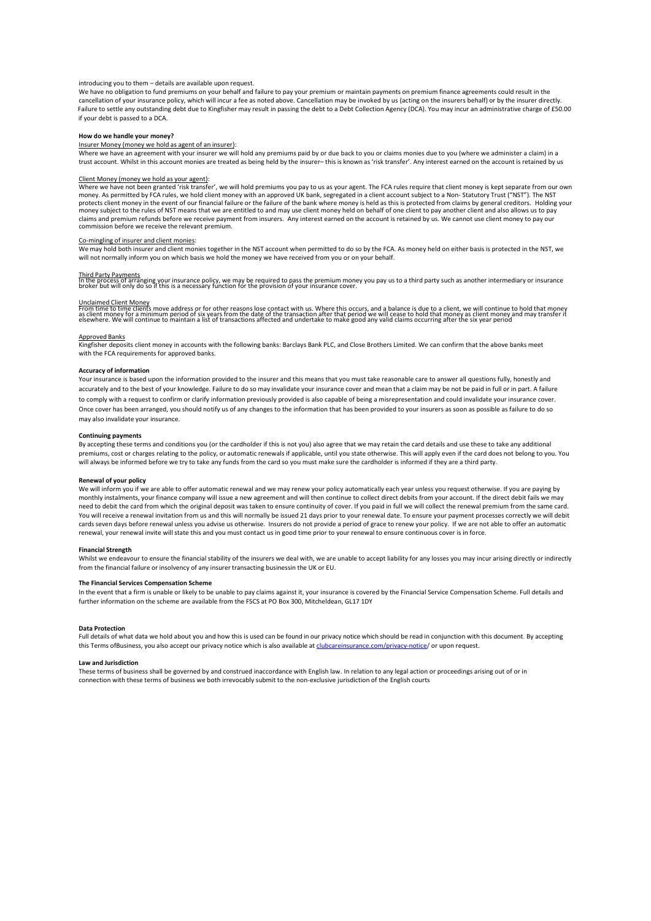introducing you to them – details are available upon request.

We have no obligation to fund premiums on your behalf and failure to pay your premium or maintain payments on premium finance agreements could result in the cancellation of your insurance policy, which will incur a fee as noted above. Cancellation may be invoked by us (acting on the insurers behalf) or by the insurer directly. Failure to settle any outstanding debt due to Kingfisher may result in passing the debt to a Debt Collection Agency (DCA). You may incur an administrative charge of £50.00 if your debt is passed to a DCA.

**How do we handle your money?**

Insurer Money (money we hold as agent of an insurer):

Where we have an agreement with your insurer we will hold any premiums paid by or due back to you or claims monies due to you (where we administer a claim) in a trust account. Whilst in this account monies are treated as being held by the insurer– this is known as 'risk transfer'. Any interest earned on the account is retained by us

Client Money (money we hold as your agent):

Where we have not been granted 'risk transfer', we will hold premiums you pay to us as your agent. The FCA rules require that client money is kept separate from our own money. As permitted by FCA rules, we hold client money with an approved UK bank, segregated in a client account subject to a Non- Statutory Trust ("NST"). The NST protects client money in the event of our financial failure or the failure of the bank where money is held as this is protected from claims by general creditors. Holding your money subject to the rules of NST means that we are entitled to and may use client money held on behalf of one client to pay another client and also allows us to pay claims and premium refunds before we receive payment from insurers. Any interest earned on the account is retained by us. We cannot use client money to pay our commission before we receive the relevant premium.

Co-mingling of insurer and client monies:

We may hold both insurer and client monies together in the NST account when permitted to do so by the FCA. As money held on either basis is protected in the NST, we will not normally inform you on which basis we hold the money we have received from you or on your behalf.

Third Party Payments

In the process of arranging your insurance policy, we may be required to pass the premium money you pay us to a third party such as another intermediary or insurance broker but will only do so if this is a necessary function for the provision of your insurance cover.

Unclaimed Client Money

From time to time clients move address or for other reasons lose contact with us. Where this occurs, and a balance is due to a client, we will continue to hold that money as client money for a minimum period of six years from the date of the transaction after that period we will cease to hold that money as client money and may transfer it elsewhere. We will continue to maintain a list of transactions affected and undertake to make good any valid claims occurring after the six year period

Approved Banks

Kingfisher deposits client money in accounts with the following banks: Barclays Bank PLC, and Close Brothers Limited. We can confirm that the above banks meet with the FCA requirements for approved banks.

**Accuracy of information**

Your insurance is based upon the information provided to the insurer and this means that you must take reasonable care to answer all questions fully, honestly and accurately and to the best of your knowledge. Failure to do so may invalidate your insurance cover and mean that a claim may be not be paid in full or in part. A failure to comply with a request to confirm or clarify information previously provided is also capable of being a misrepresentation and could invalidate your insurance cover. Once cover has been arranged, you should notify us of any changes to the information that has been provided to your insurers as soon as possible as failure to do so may also invalidate your insurance.

**Continuing payments**

By accepting these terms and conditions you (or the cardholder if this is not you) also agree that we may retain the card details and use these to take any additional premiums, cost or charges relating to the policy, or automatic renewals if applicable, until you state otherwise. This will apply even if the card does not belong to you. You will always be informed before we try to take any funds from the card so you must make sure the cardholder is informed if they are a third party.

**Renewal of your policy**

We will inform you if we are able to offer automatic renewal and we may renew your policy automatically each year unless you request otherwise. If you are paying by monthly instalments, your finance company will issue a new agreement and will then continue to collect direct debits from your account. If the direct debit fails we may need to debit the card from which the original deposit was taken to ensure continuity of cover. If you paid in full we will collect the renewal premium from the same card. You will receive a renewal invitation from us and this will normally be issued 21 days prior to your renewal date. To ensure your payment processes correctly we will debit cards seven days before renewal unless you advise us otherwise. Insurers do not provide a period of grace to renew your policy. If we are not able to offer an automatic renewal, your renewal invite will state this and you must contact us in good time prior to your renewal to ensure continuous cover is in force.

**Financial Strength**

Whilst we endeavour to ensure the financial stability of the insurers we deal with, we are unable to accept liability for any losses you may incur arising directly or indirectly from the financial failure or insolvency of any insurer transacting businessin the UK or EU.

**The Financial Services Compensation Scheme**

In the event that a firm is unable or likely to be unable to pay claims against it, your insurance is covered by the Financial Service Compensation Scheme. Full details and further information on the scheme are available from the FSCS at PO Box 300, Mitcheldean, GL17 1DY

**Data Protection**

Full details of what data we hold about you and how this is used can be found in our privacy notice which should be read in conjunction with this document. By accepting this Terms ofBusiness, you also accept our privacy notice which is also available at clubcareinsurance.com/privacy-notice/ or upon request.

**Law and Jurisdiction**

These terms of business shall be governed by and construed inaccordance with English law. In relation to any legal action or proceedings arising out of or in connection with these terms of business we both irrevocably submit to the non-exclusive jurisdiction of the English courts